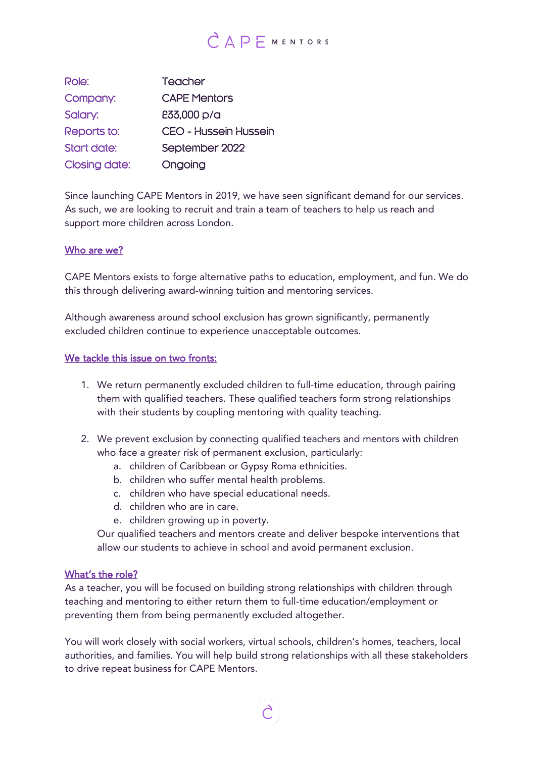CAPE MENTORS

| Role: | Teacher |
| --- | --- |
| Company: | CAPE Mentors |
| Salary: | £33,000 p/a |
| Reports to: | CEO - Hussein Hussein |
| Start date: | September 2022 |
| Closing date: | Ongoing |

Since launching CAPE Mentors in 2019, we have seen significant demand for our services. As such, we are looking to recruit and train a team of teachers to help us reach and support more children across London.

## Who are we?

CAPE Mentors exists to forge alternative paths to education, employment, and fun. We do this through delivering award-winning tuition and mentoring services.

Although awareness around school exclusion has grown significantly, permanently excluded children continue to experience unacceptable outcomes.

## We tackle this issue on two fronts:

1. We return permanently excluded children to full-time education, through pairing them with qualified teachers. These qualified teachers form strong relationships with their students by coupling mentoring with quality teaching.

2. We prevent exclusion by connecting qualified teachers and mentors with children who face a greater risk of permanent exclusion, particularly:
    a. children of Caribbean or Gypsy Roma ethnicities.
    b. children who suffer mental health problems.
    c. children who have special educational needs.
    d. children who are in care.
    e. children growing up in poverty.

   Our qualified teachers and mentors create and deliver bespoke interventions that allow our students to achieve in school and avoid permanent exclusion.

## What's the role?

As a teacher, you will be focused on building strong relationships with children through teaching and mentoring to either return them to full-time education/employment or preventing them from being permanently excluded altogether.

You will work closely with social workers, virtual schools, children's homes, teachers, local authorities, and families. You will help build strong relationships with all these stakeholders to drive repeat business for CAPE Mentors.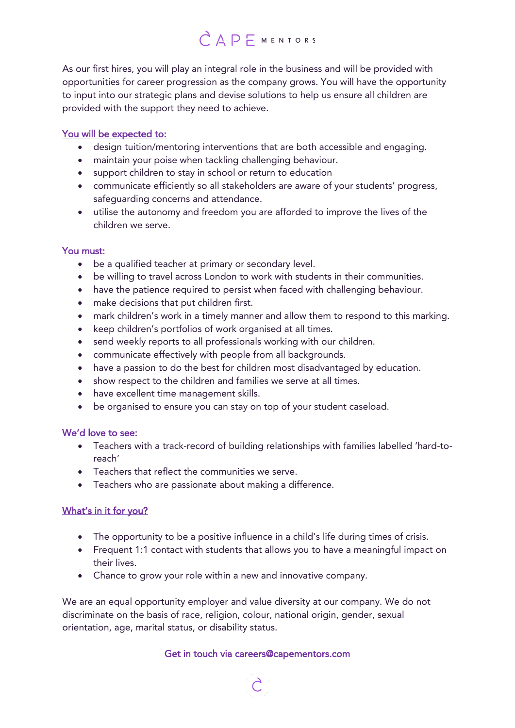As our first hires, you will play an integral role in the business and will be provided with opportunities for career progression as the company grows. You will have the opportunity to input into our strategic plans and devise solutions to help us ensure all children are provided with the support they need to achieve.

### You will be expected to:

- design tuition/mentoring interventions that are both accessible and engaging.
- maintain your poise when tackling challenging behaviour.
- support children to stay in school or return to education
- communicate efficiently so all stakeholders are aware of your students' progress, safeguarding concerns and attendance.
- utilise the autonomy and freedom you are afforded to improve the lives of the children we serve.

### You must:

- be a qualified teacher at primary or secondary level.
- be willing to travel across London to work with students in their communities.
- have the patience required to persist when faced with challenging behaviour.
- make decisions that put children first.
- mark children's work in a timely manner and allow them to respond to this marking.
- keep children's portfolios of work organised at all times.
- send weekly reports to all professionals working with our children.
- communicate effectively with people from all backgrounds.
- have a passion to do the best for children most disadvantaged by education.
- show respect to the children and families we serve at all times.
- have excellent time management skills.
- be organised to ensure you can stay on top of your student caseload.

### We'd love to see:

- Teachers with a track-record of building relationships with families labelled 'hard-to-reach'
- Teachers that reflect the communities we serve.
- Teachers who are passionate about making a difference.

### What's in it for you?

- The opportunity to be a positive influence in a child's life during times of crisis.
- Frequent 1:1 contact with students that allows you to have a meaningful impact on their lives.
- Chance to grow your role within a new and innovative company.

We are an equal opportunity employer and value diversity at our company. We do not discriminate on the basis of race, religion, colour, national origin, gender, sexual orientation, age, marital status, or disability status.

Get in touch via careers@capementors.com